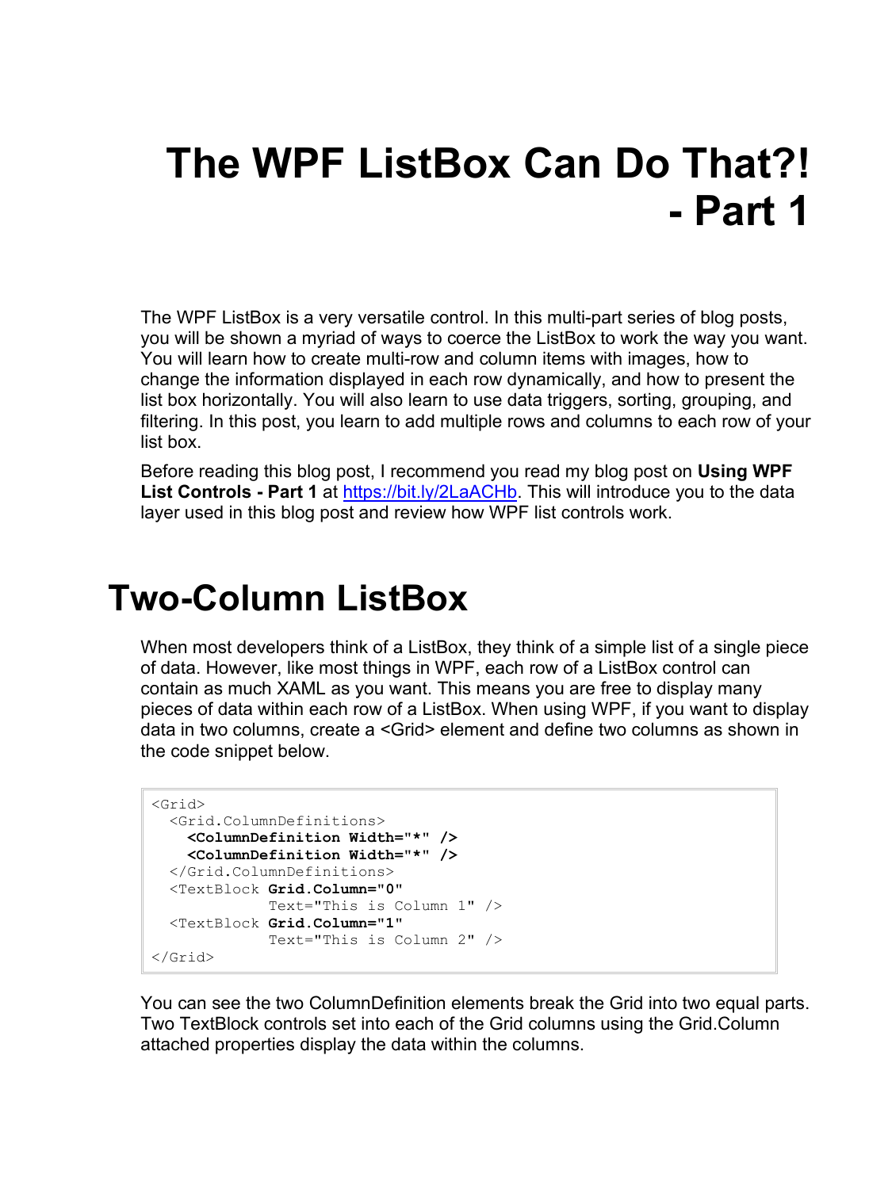# The WPF ListBox Can Do That?! - Part 1

The WPF ListBox is a very versatile control. In this multi-part series of blog posts, you will be shown a myriad of ways to coerce the ListBox to work the way you want. You will learn how to create multi-row and column items with images, how to change the information displayed in each row dynamically, and how to present the list box horizontally. You will also learn to use data triggers, sorting, grouping, and filtering. In this post, you learn to add multiple rows and columns to each row of your list box.

Before reading this blog post, I recommend you read my blog post on **Using WPF List Controls - Part 1** at [https://bit.ly/2LaACHb](https://bit.ly/2LaACHb). This will introduce you to the data layer used in this blog post and review how WPF list controls work.

## Two-Column ListBox

When most developers think of a ListBox, they think of a simple list of a single piece of data. However, like most things in WPF, each row of a ListBox control can contain as much XAML as you want. This means you are free to display many pieces of data within each row of a ListBox. When using WPF, if you want to display data in two columns, create a <Grid> element and define two columns as shown in the code snippet below.

```
<Grid>
  <Grid.ColumnDefinitions>
    <ColumnDefinition Width="*" />
    <ColumnDefinition Width="*" />
  </Grid.ColumnDefinitions>
  <TextBlock Grid.Column="0"
             Text="This is Column 1" />
  <TextBlock Grid.Column="1"
             Text="This is Column 2" />
</Grid>
```

You can see the two ColumnDefinition elements break the Grid into two equal parts. Two TextBlock controls set into each of the Grid columns using the Grid.Column attached properties display the data within the columns.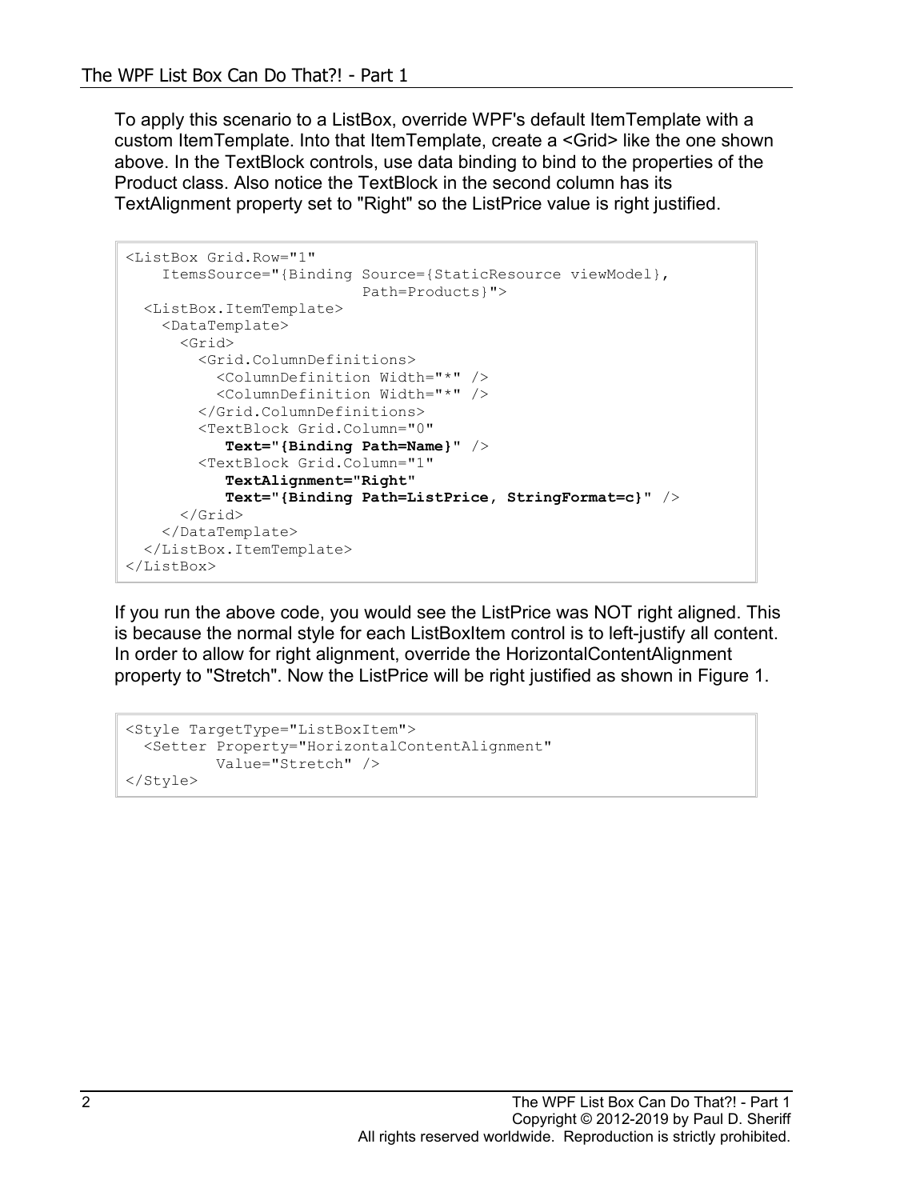To apply this scenario to a ListBox, override WPF's default ItemTemplate with a custom ItemTemplate. Into that ItemTemplate, create a <Grid> like the one shown above. In the TextBlock controls, use data binding to bind to the properties of the Product class. Also notice the TextBlock in the second column has its TextAlignment property set to "Right" so the ListPrice value is right justified.

```
<ListBox Grid.Row="1"
    ItemsSource="{Binding Source={StaticResource viewModel},
                          Path=Products}">
  <ListBox.ItemTemplate>
    <DataTemplate>
      <Grid>
        <Grid.ColumnDefinitions>
          <ColumnDefinition Width="*" />
          <ColumnDefinition Width="*" />
        </Grid.ColumnDefinitions>
        <TextBlock Grid.Column="0"
           Text="{Binding Path=Name}" />
        <TextBlock Grid.Column="1"
           TextAlignment="Right"
           Text="{Binding Path=ListPrice, StringFormat=c}" />
      </Grid>
    </DataTemplate>
  </ListBox.ItemTemplate>
</ListBox>
```

If you run the above code, you would see the ListPrice was NOT right aligned. This is because the normal style for each ListBoxItem control is to left-justify all content. In order to allow for right alignment, override the HorizontalContentAlignment property to "Stretch". Now the ListPrice will be right justified as shown in Figure 1.

```
<Style TargetType="ListBoxItem">
  <Setter Property="HorizontalContentAlignment"
          Value="Stretch" />
</Style>
```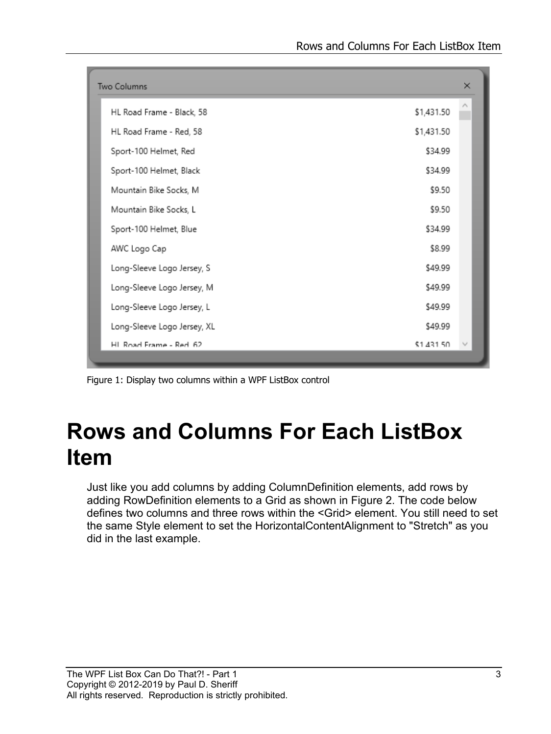Figure 1: Display two columns within a WPF ListBox control

# Rows and Columns For Each ListBox Item

Just like you add columns by adding ColumnDefinition elements, add rows by adding RowDefinition elements to a Grid as shown in Figure 2. The code below defines two columns and three rows within the <Grid> element. You still need to set the same Style element to set the HorizontalContentAlignment to "Stretch" as you did in the last example.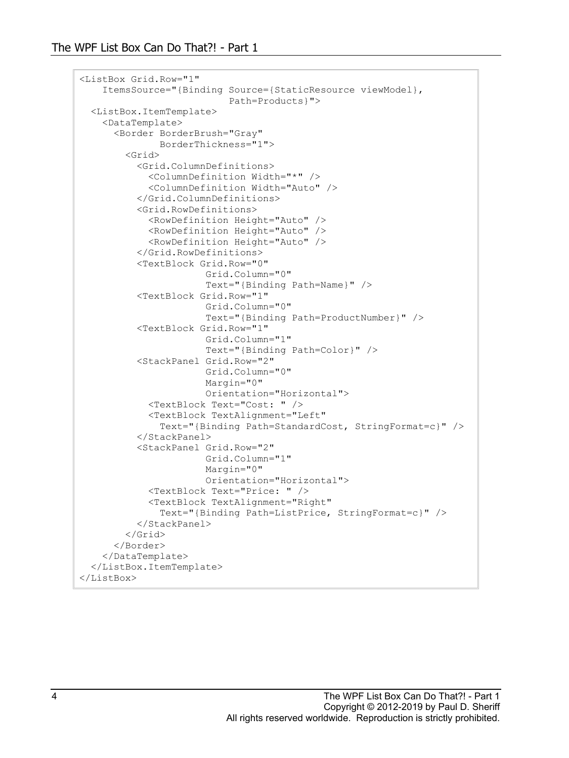```
<ListBox Grid.Row="1"
    ItemsSource="{Binding Source={StaticResource viewModel},
                          Path=Products}">
  <ListBox.ItemTemplate>
    <DataTemplate>
      <Border BorderBrush="Gray"
              BorderThickness="1">
        <Grid>
          <Grid.ColumnDefinitions>
            <ColumnDefinition Width="*" />
            <ColumnDefinition Width="Auto" />
          </Grid.ColumnDefinitions>
          <Grid.RowDefinitions>
            <RowDefinition Height="Auto" />
            <RowDefinition Height="Auto" />
            <RowDefinition Height="Auto" />
          </Grid.RowDefinitions>
          <TextBlock Grid.Row="0"
                     Grid.Column="0"
                     Text="{Binding Path=Name}" />
          <TextBlock Grid.Row="1"
                     Grid.Column="0"
                     Text="{Binding Path=ProductNumber}" />
          <TextBlock Grid.Row="1"
                     Grid.Column="1"
                     Text="{Binding Path=Color}" />
          <StackPanel Grid.Row="2"
                      Grid.Column="0"
                      Margin="0"
                      Orientation="Horizontal">
            <TextBlock Text="Cost: " />
            <TextBlock TextAlignment="Left"
              Text="{Binding Path=StandardCost, StringFormat=c}" />
          </StackPanel>
          <StackPanel Grid.Row="2"
                      Grid.Column="1"
                      Margin="0"
                      Orientation="Horizontal">
            <TextBlock Text="Price: " />
            <TextBlock TextAlignment="Right"
              Text="{Binding Path=ListPrice, StringFormat=c}" />
          </StackPanel>
        </Grid>
      </Border>
    </DataTemplate>
  </ListBox.ItemTemplate>
</ListBox>
```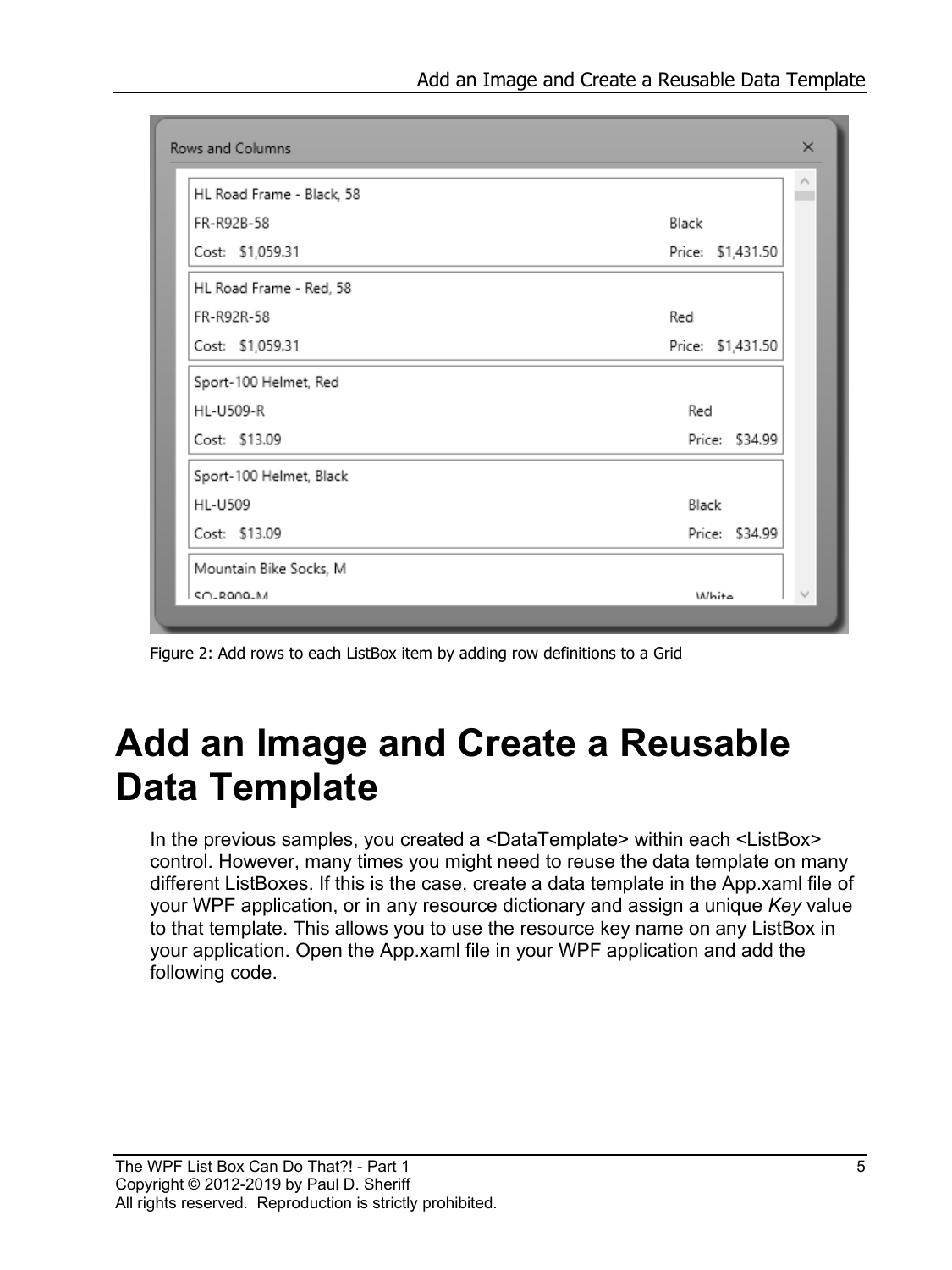Figure 2: Add rows to each ListBox item by adding row definitions to a Grid

# Add an Image and Create a Reusable Data Template

In the previous samples, you created a <DataTemplate> within each <ListBox> control. However, many times you might need to reuse the data template on many different ListBoxes. If this is the case, create a data template in the App.xaml file of your WPF application, or in any resource dictionary and assign a unique *Key* value to that template. This allows you to use the resource key name on any ListBox in your application. Open the App.xaml file in your WPF application and add the following code.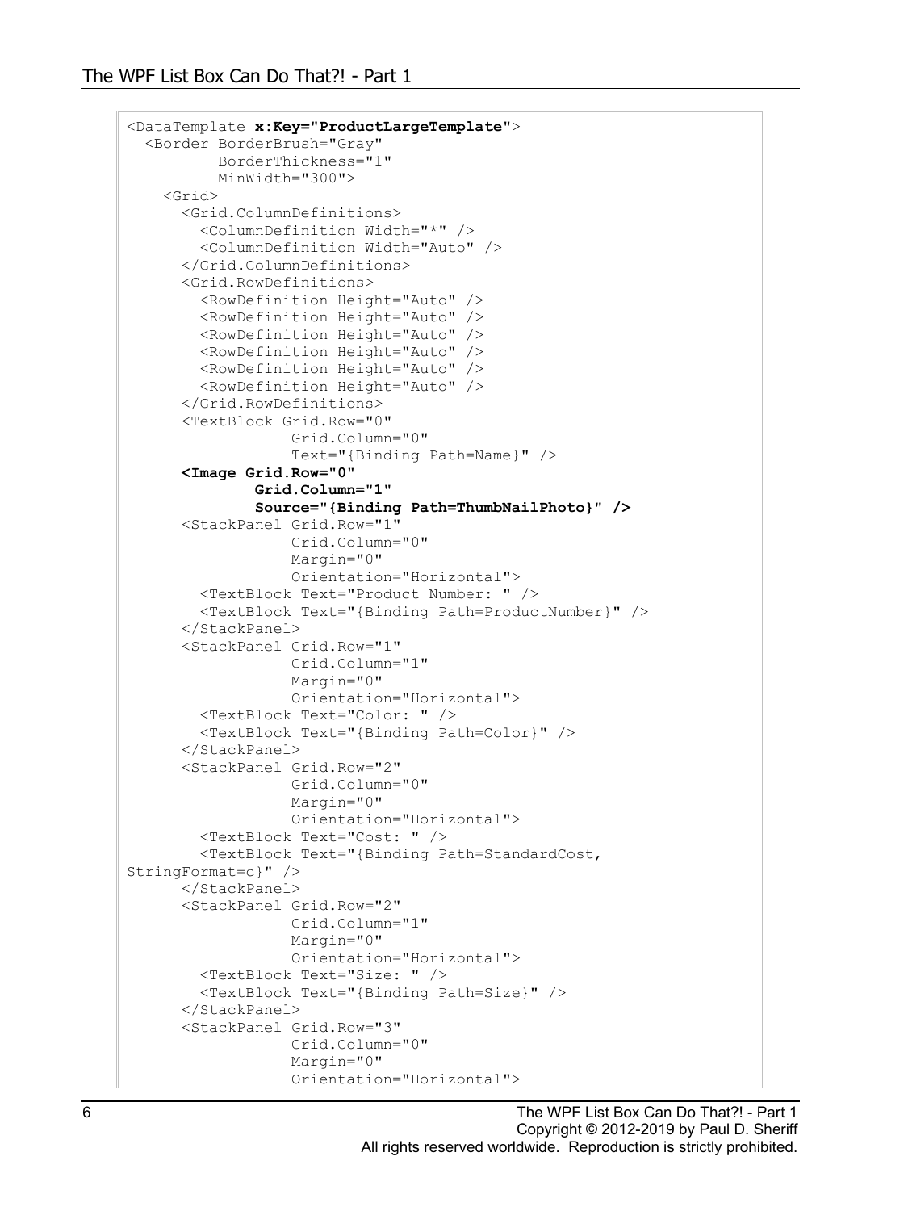```
<DataTemplate x:Key="ProductLargeTemplate">
  <Border BorderBrush="Gray"
          BorderThickness="1"
          MinWidth="300">
    <Grid>
      <Grid.ColumnDefinitions>
        <ColumnDefinition Width="*" />
        <ColumnDefinition Width="Auto" />
      </Grid.ColumnDefinitions>
      <Grid.RowDefinitions>
        <RowDefinition Height="Auto" />
        <RowDefinition Height="Auto" />
        <RowDefinition Height="Auto" />
        <RowDefinition Height="Auto" />
        <RowDefinition Height="Auto" />
        <RowDefinition Height="Auto" />
      </Grid.RowDefinitions>
      <TextBlock Grid.Row="0"
                 Grid.Column="0"
                 Text="{Binding Path=Name}" />
      <Image Grid.Row="0"
             Grid.Column="1"
             Source="{Binding Path=ThumbNailPhoto}" />
      <StackPanel Grid.Row="1"
                 Grid.Column="0"
                 Margin="0"
                 Orientation="Horizontal">
        <TextBlock Text="Product Number: " />
        <TextBlock Text="{Binding Path=ProductNumber}" />
      </StackPanel>
      <StackPanel Grid.Row="1"
                 Grid.Column="1"
                 Margin="0"
                 Orientation="Horizontal">
        <TextBlock Text="Color: " />
        <TextBlock Text="{Binding Path=Color}" />
      </StackPanel>
      <StackPanel Grid.Row="2"
                 Grid.Column="0"
                 Margin="0"
                 Orientation="Horizontal">
        <TextBlock Text="Cost: " />
        <TextBlock Text="{Binding Path=StandardCost,
StringFormat=c}" />
      </StackPanel>
      <StackPanel Grid.Row="2"
                 Grid.Column="1"
                 Margin="0"
                 Orientation="Horizontal">
        <TextBlock Text="Size: " />
        <TextBlock Text="{Binding Path=Size}" />
      </StackPanel>
      <StackPanel Grid.Row="3"
                 Grid.Column="0"
                 Margin="0"
                 Orientation="Horizontal">
```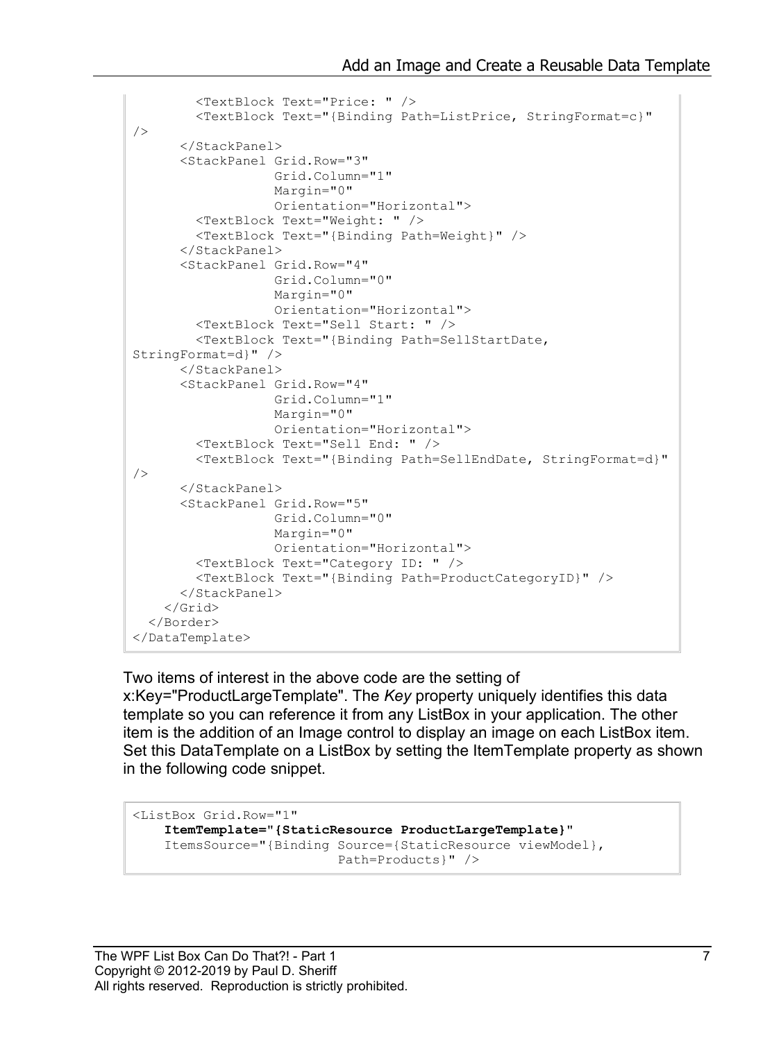```
        <TextBlock Text="Price: " />
        <TextBlock Text="{Binding Path=ListPrice, StringFormat=c}"
/>
      </StackPanel>
      <StackPanel Grid.Row="3"
                  Grid.Column="1"
                  Margin="0"
                  Orientation="Horizontal">
        <TextBlock Text="Weight: " />
        <TextBlock Text="{Binding Path=Weight}" />
      </StackPanel>
      <StackPanel Grid.Row="4"
                  Grid.Column="0"
                  Margin="0"
                  Orientation="Horizontal">
        <TextBlock Text="Sell Start: " />
        <TextBlock Text="{Binding Path=SellStartDate,
StringFormat=d}" />
      </StackPanel>
      <StackPanel Grid.Row="4"
                  Grid.Column="1"
                  Margin="0"
                  Orientation="Horizontal">
        <TextBlock Text="Sell End: " />
        <TextBlock Text="{Binding Path=SellEndDate, StringFormat=d}"
/>
      </StackPanel>
      <StackPanel Grid.Row="5"
                  Grid.Column="0"
                  Margin="0"
                  Orientation="Horizontal">
        <TextBlock Text="Category ID: " />
        <TextBlock Text="{Binding Path=ProductCategoryID}" />
      </StackPanel>
    </Grid>
  </Border>
</DataTemplate>
```

Two items of interest in the above code are the setting of x:Key="ProductLargeTemplate". The *Key* property uniquely identifies this data template so you can reference it from any ListBox in your application. The other item is the addition of an Image control to display an image on each ListBox item. Set this DataTemplate on a ListBox by setting the ItemTemplate property as shown in the following code snippet.

```
<ListBox Grid.Row="1"
    ItemTemplate="{StaticResource ProductLargeTemplate}"
    ItemsSource="{Binding Source={StaticResource viewModel},
                          Path=Products}" />
```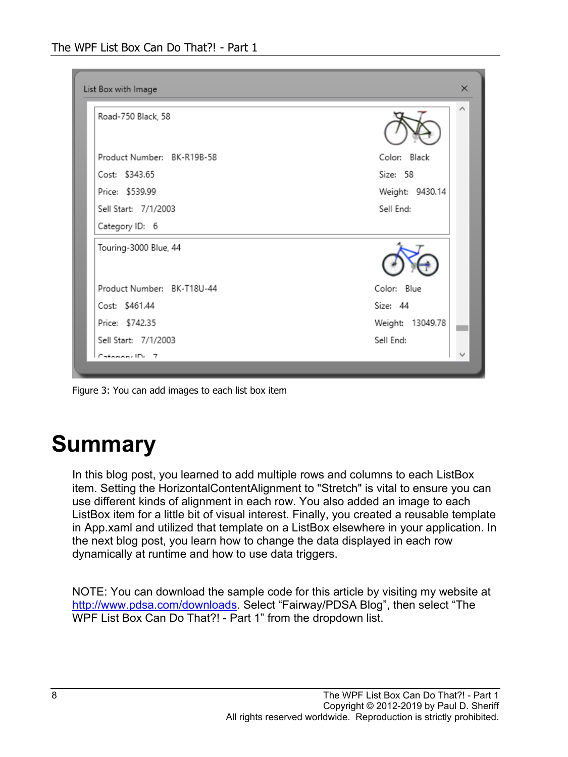Figure 3: You can add images to each list box item

# Summary

In this blog post, you learned to add multiple rows and columns to each ListBox item. Setting the HorizontalContentAlignment to "Stretch" is vital to ensure you can use different kinds of alignment in each row. You also added an image to each ListBox item for a little bit of visual interest. Finally, you created a reusable template in App.xaml and utilized that template on a ListBox elsewhere in your application. In the next blog post, you learn how to change the data displayed in each row dynamically at runtime and how to use data triggers.

NOTE: You can download the sample code for this article by visiting my website at http://www.pdsa.com/downloads. Select "Fairway/PDSA Blog", then select "The WPF List Box Can Do That?! - Part 1" from the dropdown list.